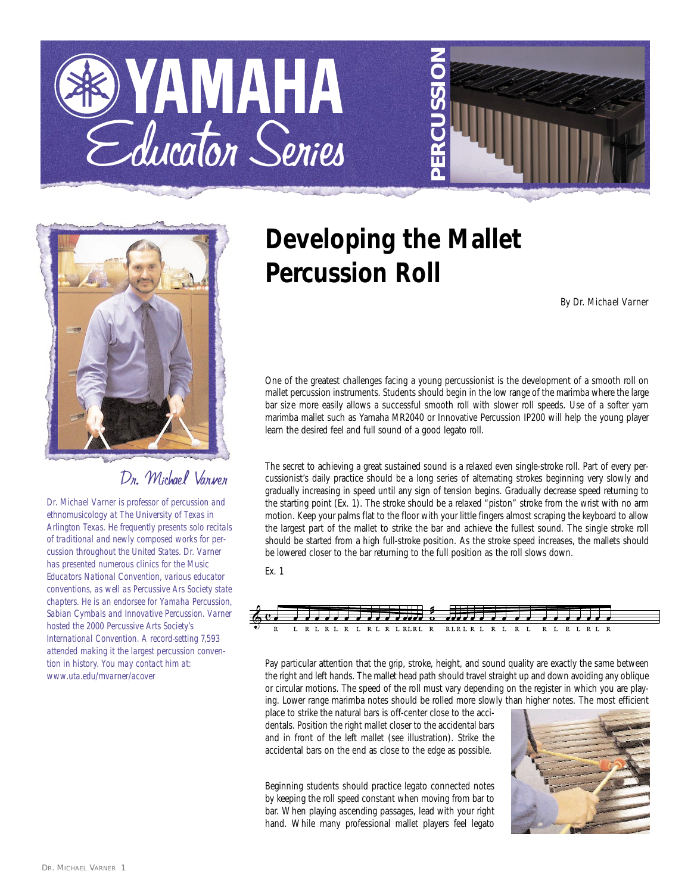# YAMAHA Educator Series

PERCUSSION

Dr. Michael Varner

*Dr. Michael Varner is professor of percussion and ethnomusicology at The University of Texas in Arlington Texas. He frequently presents solo recitals of traditional and newly composed works for percussion throughout the United States. Dr. Varner has presented numerous clinics for the Music Educators National Convention, various educator conventions, as well as Percussive Ars Society state chapters. He is an endorsee for Yamaha Percussion, Sabian Cymbals and Innovative Percussion. Varner hosted the 2000 Percussive Arts Society's International Convention. A record-setting 7,593 attended making it the largest percussion convention in history. You may contact him at: www.uta.edu/mvarner/acover*

## Developing the Mallet Percussion Roll

*By Dr. Michael Varner*

One of the greatest challenges facing a young percussionist is the development of a smooth roll on mallet percussion instruments. Students should begin in the low range of the marimba where the large bar size more easily allows a successful smooth roll with slower roll speeds. Use of a softer yarn marimba mallet such as Yamaha MR2040 or Innovative Percussion IP200 will help the young player learn the desired feel and full sound of a good legato roll.

The secret to achieving a great sustained sound is a relaxed even single-stroke roll. Part of every percussionist's daily practice should be a long series of alternating strokes beginning very slowly and gradually increasing in speed until any sign of tension begins. Gradually decrease speed returning to the starting point (Ex. 1). The stroke should be a relaxed "piston" stroke from the wrist with no arm motion. Keep your palms flat to the floor with your little fingers almost scraping the keyboard to allow the largest part of the mallet to strike the bar and achieve the fullest sound. The single stroke roll should be started from a high full-stroke position. As the stroke speed increases, the mallets should be lowered closer to the bar returning to the full position as the roll slows down.

Ex. 1

R L R L R L R L R L R L R L RLRL R RLRLR L R L R L R L R L R L R

Pay particular attention that the grip, stroke, height, and sound quality are exactly the same between the right and left hands. The mallet head path should travel straight up and down avoiding any oblique or circular motions. The speed of the roll must vary depending on the register in which you are playing. Lower range marimba notes should be rolled more slowly than higher notes. The most efficient place to strike the natural bars is off-center close to the accidentals. Position the right mallet closer to the accidental bars and in front of the left mallet (see illustration). Strike the accidental bars on the end as close to the edge as possible.

Beginning students should practice legato connected notes by keeping the roll speed constant when moving from bar to bar. When playing ascending passages, lead with your right hand. While many professional mallet players feel legato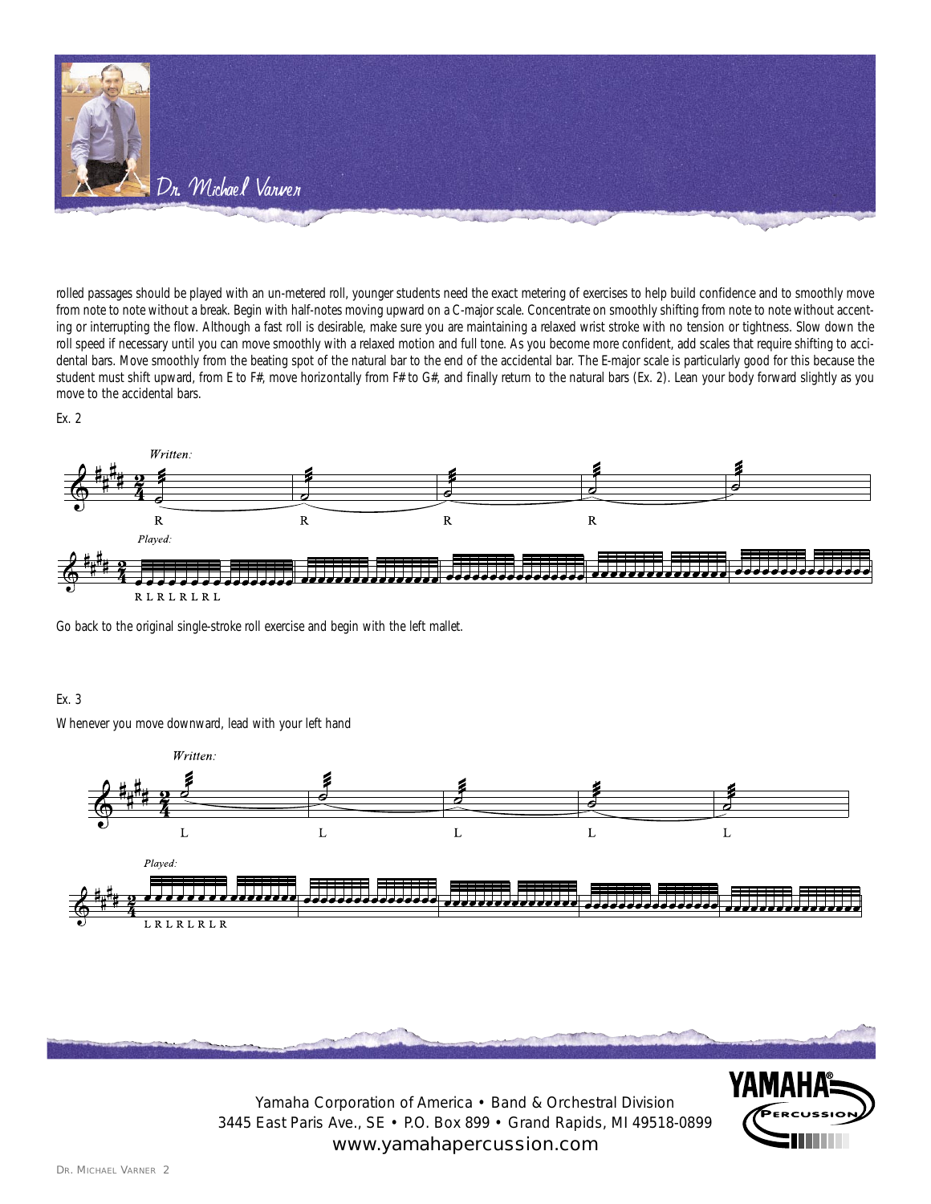rolled passages should be played with an un-metered roll, younger students need the exact metering of exercises to help build confidence and to smoothly move from note to note without a break. Begin with half-notes moving upward on a C-major scale. Concentrate on smoothly shifting from note to note without accenting or interrupting the flow. Although a fast roll is desirable, make sure you are maintaining a relaxed wrist stroke with no tension or tightness. Slow down the roll speed if necessary until you can move smoothly with a relaxed motion and full tone. As you become more confident, add scales that require shifting to accidental bars. Move smoothly from the beating spot of the natural bar to the end of the accidental bar. The E-major scale is particularly good for this because the student must shift upward, from E to F#, move horizontally from F# to G#, and finally return to the natural bars (Ex. 2). Lean your body forward slightly as you move to the accidental bars.

Ex. 2

Go back to the original single-stroke roll exercise and begin with the left mallet.

Ex. 3

Whenever you move downward, lead with your left hand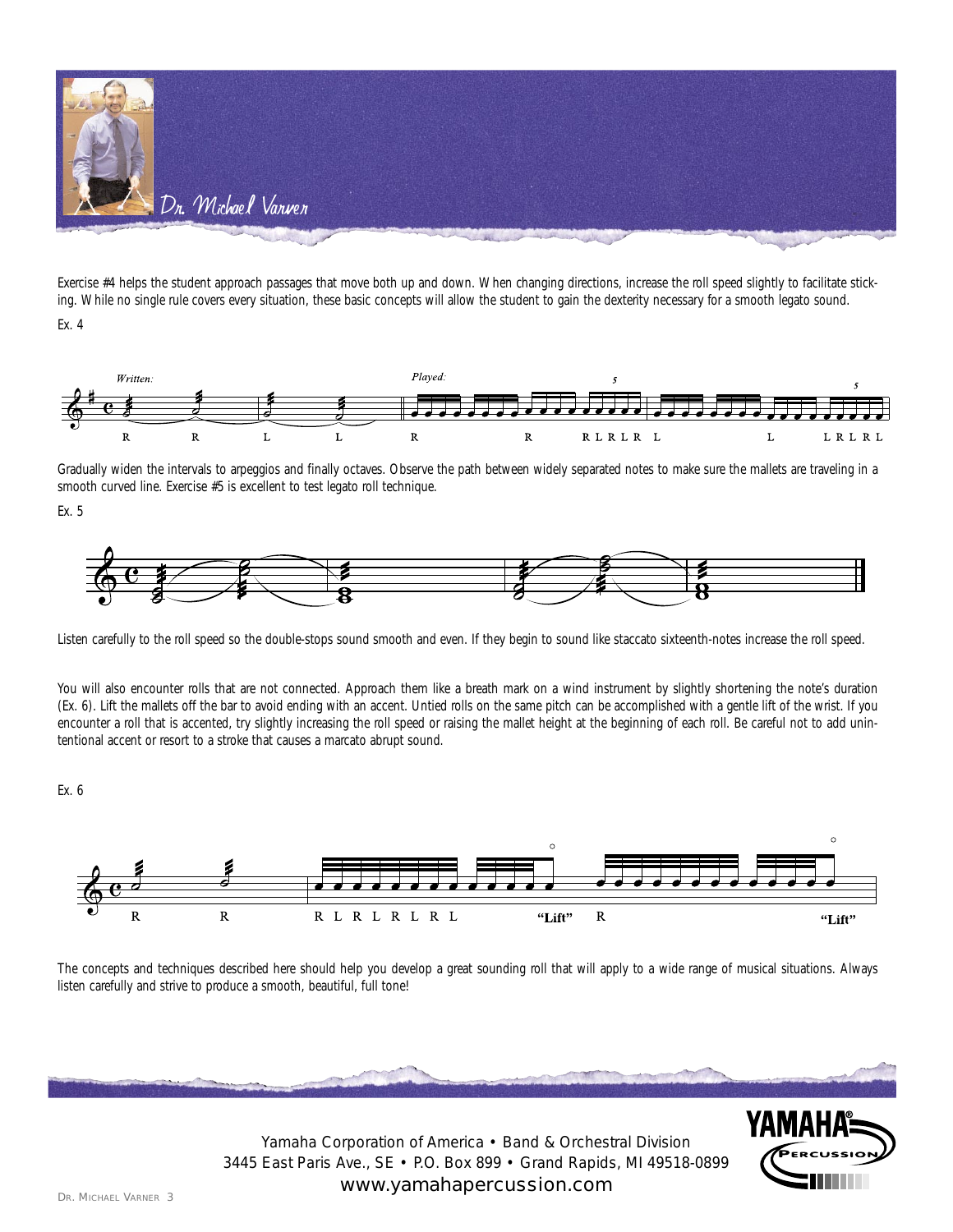Dr. Michael Varner

Exercise #4 helps the student approach passages that move both up and down. When changing directions, increase the roll speed slightly to facilitate sticking. While no single rule covers every situation, these basic concepts will allow the student to gain the dexterity necessary for a smooth legato sound.

Ex. 4

*Written:* R R L L

*Played:* R R RLRLR L L LRLRL

Gradually widen the intervals to arpeggios and finally octaves. Observe the path between widely separated notes to make sure the mallets are traveling in a smooth curved line. Exercise #5 is excellent to test legato roll technique.

Ex. 5

Listen carefully to the roll speed so the double-stops sound smooth and even. If they begin to sound like staccato sixteenth-notes increase the roll speed.

You will also encounter rolls that are not connected. Approach them like a breath mark on a wind instrument by slightly shortening the note's duration (Ex. 6). Lift the mallets off the bar to avoid ending with an accent. Untied rolls on the same pitch can be accomplished with a gentle lift of the wrist. If you encounter a roll that is accented, try slightly increasing the roll speed or raising the mallet height at the beginning of each roll. Be careful not to add unintentional accent or resort to a stroke that causes a marcato abrupt sound.

Ex. 6

R R R L R L R L R L "Lift" R "Lift"

The concepts and techniques described here should help you develop a great sounding roll that will apply to a wide range of musical situations. Always listen carefully and strive to produce a smooth, beautiful, full tone!

Yamaha Corporation of America • Band & Orchestral Division
3445 East Paris Ave., SE • P.O. Box 899 • Grand Rapids, MI 49518-0899
www.yamahapercussion.com